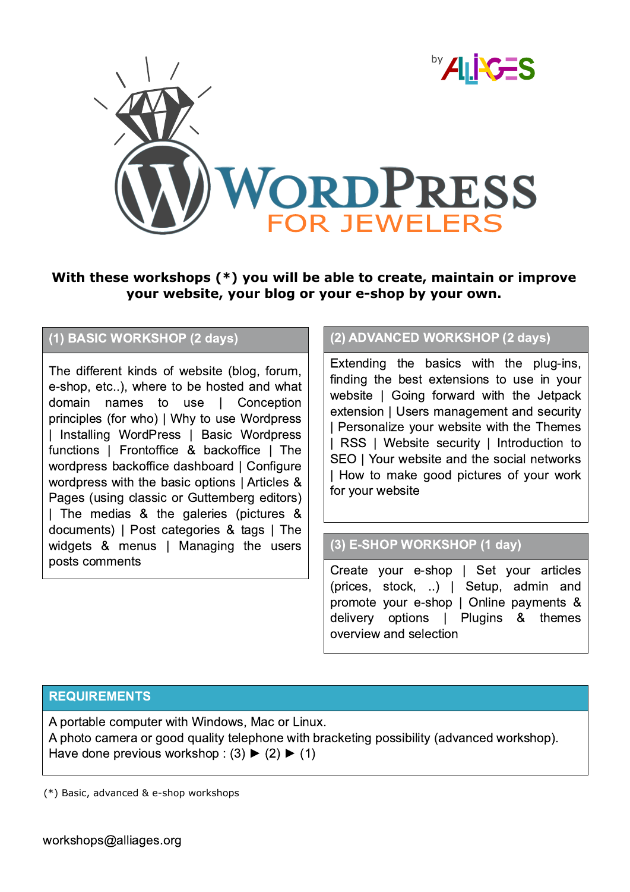by ALLIAGES

# WordPress

## FOR JEWELERS

**With these workshops (*) you will be able to create, maintain or improve your website, your blog or your e-shop by your own.**

### (1) BASIC WORKSHOP (2 days)

The different kinds of website (blog, forum, e-shop, etc..), where to be hosted and what domain names to use | Conception principles (for who) | Why to use Wordpress | Installing WordPress | Basic Wordpress functions | Frontoffice & backoffice | The wordpress backoffice dashboard | Configure wordpress with the basic options | Articles & Pages (using classic or Guttemberg editors) | The medias & the galeries (pictures & documents) | Post categories & tags | The widgets & menus | Managing the users posts comments

### (2) ADVANCED WORKSHOP (2 days)

Extending the basics with the plug-ins, finding the best extensions to use in your website | Going forward with the Jetpack extension | Users management and security | Personalize your website with the Themes | RSS | Website security | Introduction to SEO | Your website and the social networks | How to make good pictures of your work for your website

### (3) E-SHOP WORKSHOP (1 day)

Create your e-shop | Set your articles (prices, stock, ..) | Setup, admin and promote your e-shop | Online payments & delivery options | Plugins & themes overview and selection

### REQUIREMENTS

A portable computer with Windows, Mac or Linux.
A photo camera or good quality telephone with bracketing possibility (advanced workshop).
Have done previous workshop : (3) ► (2) ► (1)

(*) Basic, advanced & e-shop workshops

workshops@alliages.org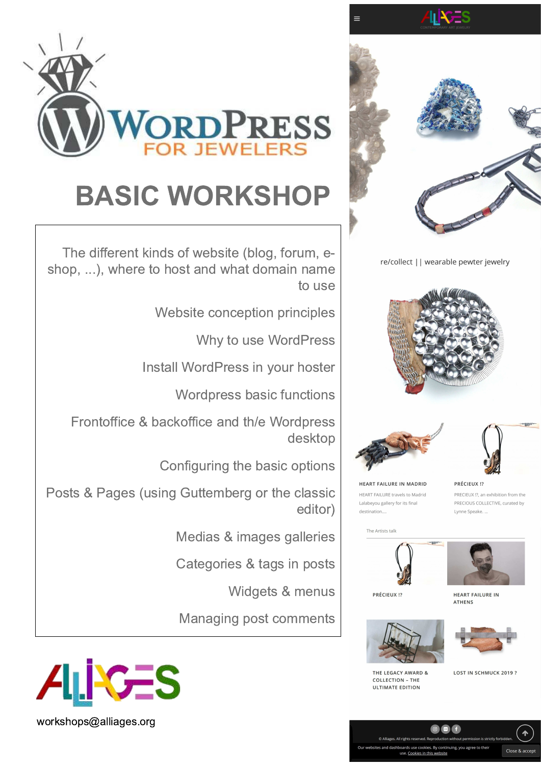# WordPress for Jewelers

## BASIC WORKSHOP

- The different kinds of website (blog, forum, e-shop, ...), where to host and what domain name to use
- Website conception principles
- Why to use WordPress
- Install WordPress in your hoster
- Wordpress basic functions
- Frontoffice & backoffice and th/e Wordpress desktop
- Configuring the basic options
- Posts & Pages (using Guttemberg or the classic editor)
- Medias & images galleries
- Categories & tags in posts
- Widgets & menus
- Managing post comments

ALLIAGES

workshops@alliages.org

re/collect || wearable pewter jewelry

**HEART FAILURE IN MADRID**

HEART FAILURE travels to Madrid Lalabeyou gallery for its final destination....

**PRÉCIEUX !?**

PRECIEUX !?, an exhibition from the PRECIOUS COLLECTIVE, curated by Lynne Speake. ...

The Artists talk

**PRÉCIEUX !?**

**HEART FAILURE IN ATHENS**

**THE LEGACY AWARD & COLLECTION – THE ULTIMATE EDITION**

**LOST IN SCHMUCK 2019 ?**

© Alliages. All rights reserved. Reproduction without permission is strictly forbidden.

Our websites and dashboards use cookies. By continuing, you agree to their use. Cookies in this website

Close & accept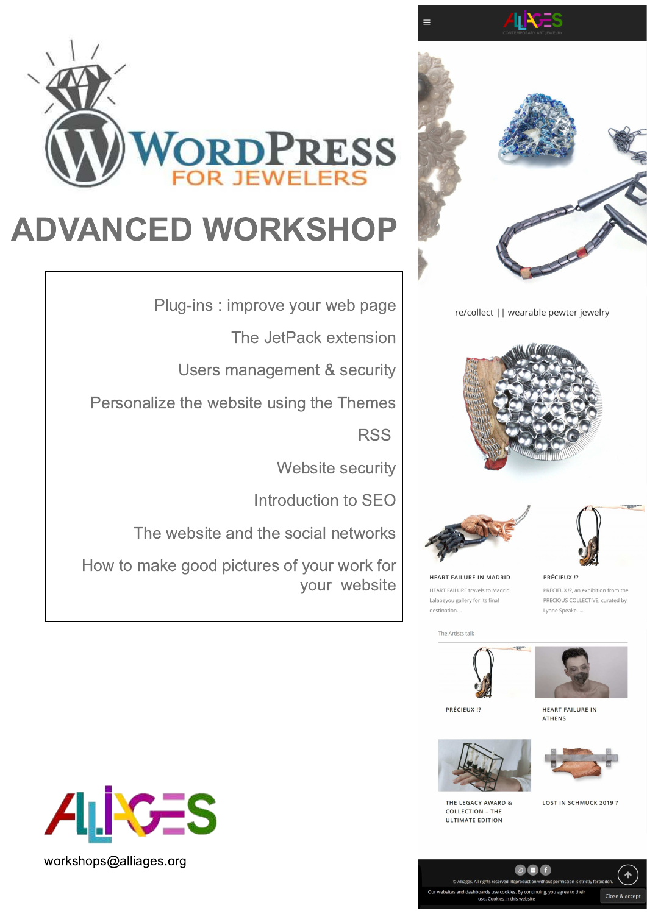# WordPress for Jewelers

## ADVANCED WORKSHOP

- Plug-ins : improve your web page
- The JetPack extension
- Users management & security
- Personalize the website using the Themes
- RSS
- Website security
- Introduction to SEO
- The website and the social networks
- How to make good pictures of your work for your website

ALLIAGES

workshops@alliages.org

ALLIAGES CONTEMPORARY ART JEWELRY

re/collect || wearable pewter jewelry

HEART FAILURE IN MADRID

HEART FAILURE travels to Madrid Lalabeyou gallery for its final destination....

PRÉCIEUX !?

PRECIEUX !?, an exhibition from the PRECIOUS COLLECTIVE, curated by Lynne Speake. ...

The Artists talk

PRÉCIEUX !?

HEART FAILURE IN ATHENS

THE LEGACY AWARD & COLLECTION – THE ULTIMATE EDITION

LOST IN SCHMUCK 2019 ?

© Alliages. All rights reserved. Reproduction without permission is strictly forbidden.

Our websites and dashboards use cookies. By continuing, you agree to their use. Cookies in this website

Close & accept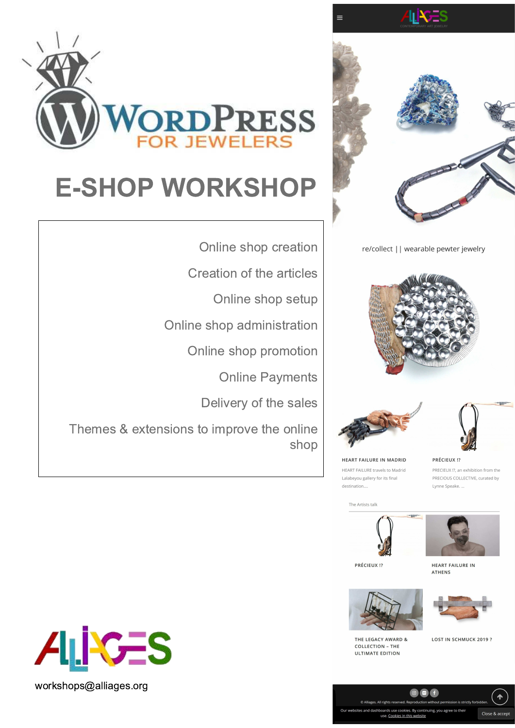WORDPRESS FOR JEWELERS

# E-SHOP WORKSHOP

Online shop creation

Creation of the articles

Online shop setup

Online shop administration

Online shop promotion

Online Payments

Delivery of the sales

Themes & extensions to improve the online shop

ALLIAGES

workshops@alliages.org

ALLIAGES CONTEMPORARY ART JEWELRY

re/collect || wearable pewter jewelry

HEART FAILURE IN MADRID

HEART FAILURE travels to Madrid Lalabeyou gallery for its final destination....

PRÉCIEUX !?

PRECIEUX !?, an exhibition from the PRECIOUS COLLECTIVE, curated by Lynne Speake. ...

The Artists talk

PRÉCIEUX !?

HEART FAILURE IN ATHENS

THE LEGACY AWARD & COLLECTION – THE ULTIMATE EDITION

LOST IN SCHMUCK 2019 ?

© Alliages. All rights reserved. Reproduction without permission is strictly forbidden.

Our websites and dashboards use cookies. By continuing, you agree to their use. Cookies in this website

Close & accept